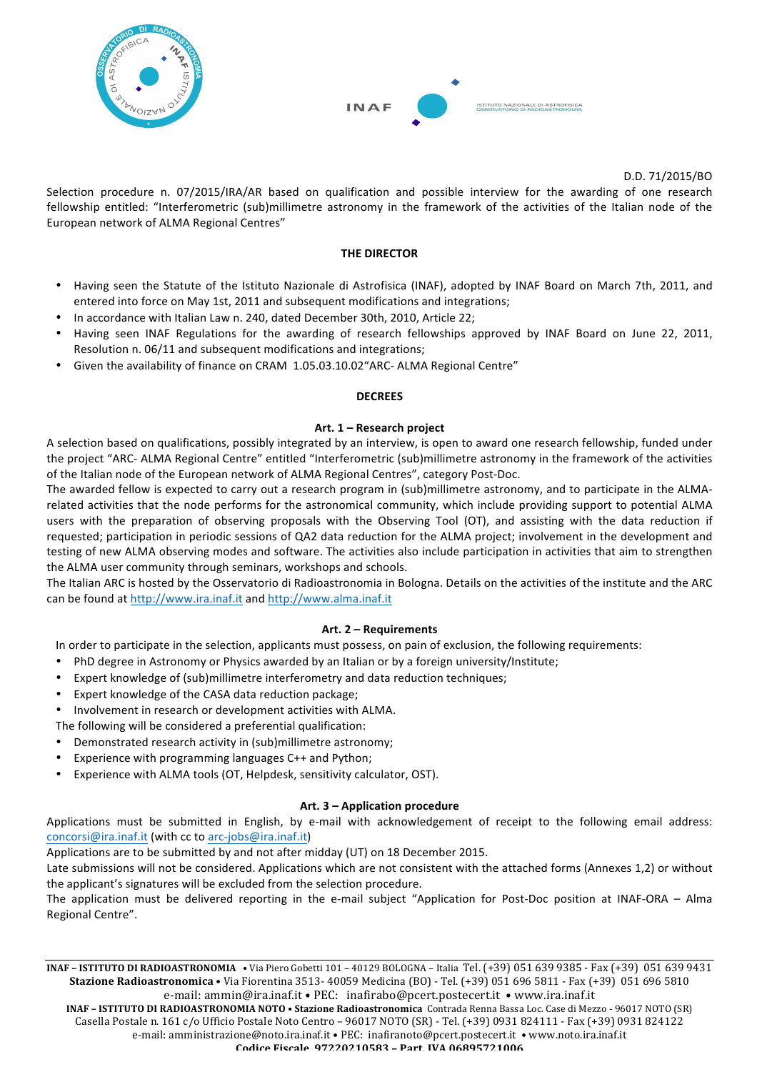D.D. 71/2015/BO

Selection procedure n. 07/2015/IRA/AR based on qualification and possible interview for the awarding of one research fellowship entitled: "Interferometric (sub)millimetre astronomy in the framework of the activities of the Italian node of the European network of ALMA Regional Centres"

**THE DIRECTOR**

- Having seen the Statute of the Istituto Nazionale di Astrofisica (INAF), adopted by INAF Board on March 7th, 2011, and entered into force on May 1st, 2011 and subsequent modifications and integrations;
- In accordance with Italian Law n. 240, dated December 30th, 2010, Article 22;
- Having seen INAF Regulations for the awarding of research fellowships approved by INAF Board on June 22, 2011, Resolution n. 06/11 and subsequent modifications and integrations;
- Given the availability of finance on CRAM 1.05.03.10.02"ARC- ALMA Regional Centre"

**DECREES**

**Art. 1 – Research project**

A selection based on qualifications, possibly integrated by an interview, is open to award one research fellowship, funded under the project "ARC- ALMA Regional Centre" entitled "Interferometric (sub)millimetre astronomy in the framework of the activities of the Italian node of the European network of ALMA Regional Centres", category Post-Doc.

The awarded fellow is expected to carry out a research program in (sub)millimetre astronomy, and to participate in the ALMA-related activities that the node performs for the astronomical community, which include providing support to potential ALMA users with the preparation of observing proposals with the Observing Tool (OT), and assisting with the data reduction if requested; participation in periodic sessions of QA2 data reduction for the ALMA project; involvement in the development and testing of new ALMA observing modes and software. The activities also include participation in activities that aim to strengthen the ALMA user community through seminars, workshops and schools.

The Italian ARC is hosted by the Osservatorio di Radioastronomia in Bologna. Details on the activities of the institute and the ARC can be found at http://www.ira.inaf.it and http://www.alma.inaf.it

**Art. 2 – Requirements**

In order to participate in the selection, applicants must possess, on pain of exclusion, the following requirements:

- PhD degree in Astronomy or Physics awarded by an Italian or by a foreign university/Institute;
- Expert knowledge of (sub)millimetre interferometry and data reduction techniques;
- Expert knowledge of the CASA data reduction package;
- Involvement in research or development activities with ALMA.

The following will be considered a preferential qualification:

- Demonstrated research activity in (sub)millimetre astronomy;
- Experience with programming languages C++ and Python;
- Experience with ALMA tools (OT, Helpdesk, sensitivity calculator, OST).

**Art. 3 – Application procedure**

Applications must be submitted in English, by e-mail with acknowledgement of receipt to the following email address: concorsi@ira.inaf.it (with cc to arc-jobs@ira.inaf.it)

Applications are to be submitted by and not after midday (UT) on 18 December 2015.

Late submissions will not be considered. Applications which are not consistent with the attached forms (Annexes 1,2) or without the applicant's signatures will be excluded from the selection procedure.

The application must be delivered reporting in the e-mail subject "Application for Post-Doc position at INAF-ORA – Alma Regional Centre".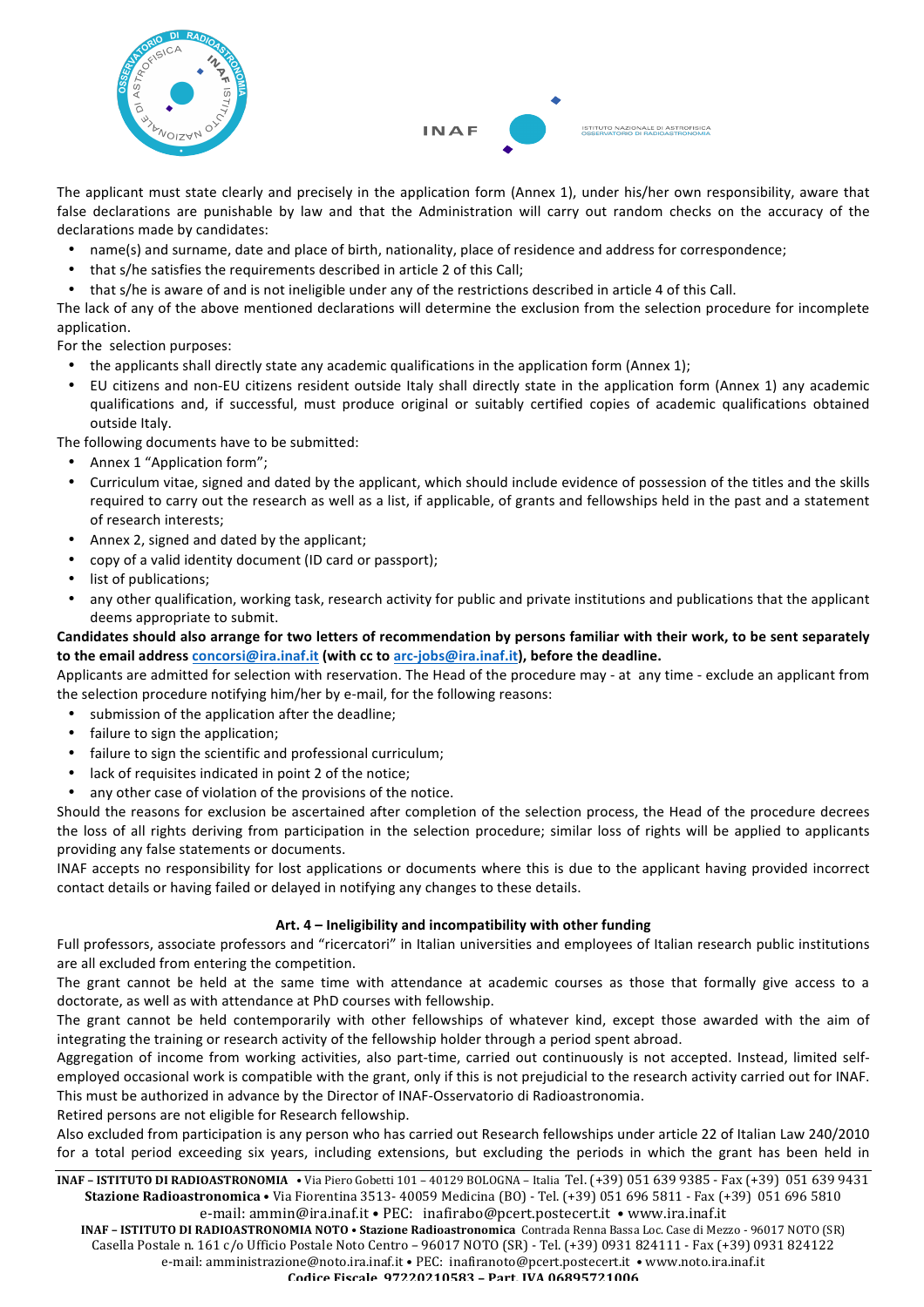The applicant must state clearly and precisely in the application form (Annex 1), under his/her own responsibility, aware that false declarations are punishable by law and that the Administration will carry out random checks on the accuracy of the declarations made by candidates:

- name(s) and surname, date and place of birth, nationality, place of residence and address for correspondence;
- that s/he satisfies the requirements described in article 2 of this Call;
- that s/he is aware of and is not ineligible under any of the restrictions described in article 4 of this Call.

The lack of any of the above mentioned declarations will determine the exclusion from the selection procedure for incomplete application.

For the selection purposes:

- the applicants shall directly state any academic qualifications in the application form (Annex 1);
- EU citizens and non-EU citizens resident outside Italy shall directly state in the application form (Annex 1) any academic qualifications and, if successful, must produce original or suitably certified copies of academic qualifications obtained outside Italy.

The following documents have to be submitted:

- Annex 1 "Application form";
- Curriculum vitae, signed and dated by the applicant, which should include evidence of possession of the titles and the skills required to carry out the research as well as a list, if applicable, of grants and fellowships held in the past and a statement of research interests;
- Annex 2, signed and dated by the applicant;
- copy of a valid identity document (ID card or passport);
- list of publications;
- any other qualification, working task, research activity for public and private institutions and publications that the applicant deems appropriate to submit.

**Candidates should also arrange for two letters of recommendation by persons familiar with their work, to be sent separately to the email address concorsi@ira.inaf.it (with cc to arc-jobs@ira.inaf.it), before the deadline.**

Applicants are admitted for selection with reservation. The Head of the procedure may - at any time - exclude an applicant from the selection procedure notifying him/her by e-mail, for the following reasons:

- submission of the application after the deadline;
- failure to sign the application;
- failure to sign the scientific and professional curriculum;
- lack of requisites indicated in point 2 of the notice;
- any other case of violation of the provisions of the notice.

Should the reasons for exclusion be ascertained after completion of the selection process, the Head of the procedure decrees the loss of all rights deriving from participation in the selection procedure; similar loss of rights will be applied to applicants providing any false statements or documents.

INAF accepts no responsibility for lost applications or documents where this is due to the applicant having provided incorrect contact details or having failed or delayed in notifying any changes to these details.

## Art. 4 – Ineligibility and incompatibility with other funding

Full professors, associate professors and "ricercatori" in Italian universities and employees of Italian research public institutions are all excluded from entering the competition.

The grant cannot be held at the same time with attendance at academic courses as those that formally give access to a doctorate, as well as with attendance at PhD courses with fellowship.

The grant cannot be held contemporarily with other fellowships of whatever kind, except those awarded with the aim of integrating the training or research activity of the fellowship holder through a period spent abroad.

Aggregation of income from working activities, also part-time, carried out continuously is not accepted. Instead, limited self-employed occasional work is compatible with the grant, only if this is not prejudicial to the research activity carried out for INAF. This must be authorized in advance by the Director of INAF-Osservatorio di Radioastronomia.

Retired persons are not eligible for Research fellowship.

Also excluded from participation is any person who has carried out Research fellowships under article 22 of Italian Law 240/2010 for a total period exceeding six years, including extensions, but excluding the periods in which the grant has been held in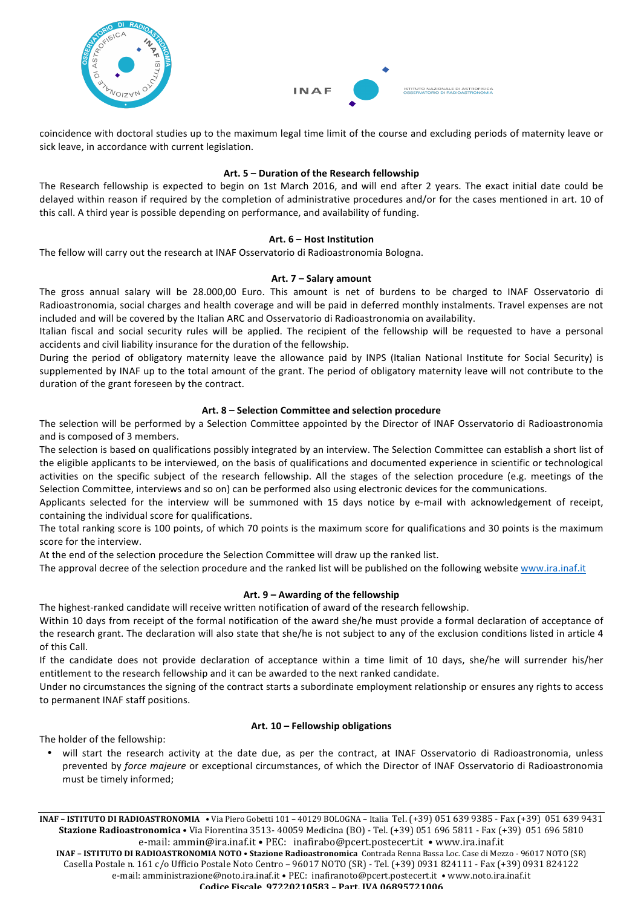coincidence with doctoral studies up to the maximum legal time limit of the course and excluding periods of maternity leave or sick leave, in accordance with current legislation.

### Art. 5 – Duration of the Research fellowship

The Research fellowship is expected to begin on 1st March 2016, and will end after 2 years. The exact initial date could be delayed within reason if required by the completion of administrative procedures and/or for the cases mentioned in art. 10 of this call. A third year is possible depending on performance, and availability of funding.

### Art. 6 – Host Institution

The fellow will carry out the research at INAF Osservatorio di Radioastronomia Bologna.

### Art. 7 – Salary amount

The gross annual salary will be 28.000,00 Euro. This amount is net of burdens to be charged to INAF Osservatorio di Radioastronomia, social charges and health coverage and will be paid in deferred monthly instalments. Travel expenses are not included and will be covered by the Italian ARC and Osservatorio di Radioastronomia on availability.

Italian fiscal and social security rules will be applied. The recipient of the fellowship will be requested to have a personal accidents and civil liability insurance for the duration of the fellowship.

During the period of obligatory maternity leave the allowance paid by INPS (Italian National Institute for Social Security) is supplemented by INAF up to the total amount of the grant. The period of obligatory maternity leave will not contribute to the duration of the grant foreseen by the contract.

### Art. 8 – Selection Committee and selection procedure

The selection will be performed by a Selection Committee appointed by the Director of INAF Osservatorio di Radioastronomia and is composed of 3 members.

The selection is based on qualifications possibly integrated by an interview. The Selection Committee can establish a short list of the eligible applicants to be interviewed, on the basis of qualifications and documented experience in scientific or technological activities on the specific subject of the research fellowship. All the stages of the selection procedure (e.g. meetings of the Selection Committee, interviews and so on) can be performed also using electronic devices for the communications.

Applicants selected for the interview will be summoned with 15 days notice by e-mail with acknowledgement of receipt, containing the individual score for qualifications.

The total ranking score is 100 points, of which 70 points is the maximum score for qualifications and 30 points is the maximum score for the interview.

At the end of the selection procedure the Selection Committee will draw up the ranked list.

The approval decree of the selection procedure and the ranked list will be published on the following website [www.ira.inaf.it](http://www.ira.inaf.it)

### Art. 9 – Awarding of the fellowship

The highest-ranked candidate will receive written notification of award of the research fellowship.

Within 10 days from receipt of the formal notification of the award she/he must provide a formal declaration of acceptance of the research grant. The declaration will also state that she/he is not subject to any of the exclusion conditions listed in article 4 of this Call.

If the candidate does not provide declaration of acceptance within a time limit of 10 days, she/he will surrender his/her entitlement to the research fellowship and it can be awarded to the next ranked candidate.

Under no circumstances the signing of the contract starts a subordinate employment relationship or ensures any rights to access to permanent INAF staff positions.

### Art. 10 – Fellowship obligations

The holder of the fellowship:

- will start the research activity at the date due, as per the contract, at INAF Osservatorio di Radioastronomia, unless prevented by *force majeure* or exceptional circumstances, of which the Director of INAF Osservatorio di Radioastronomia must be timely informed;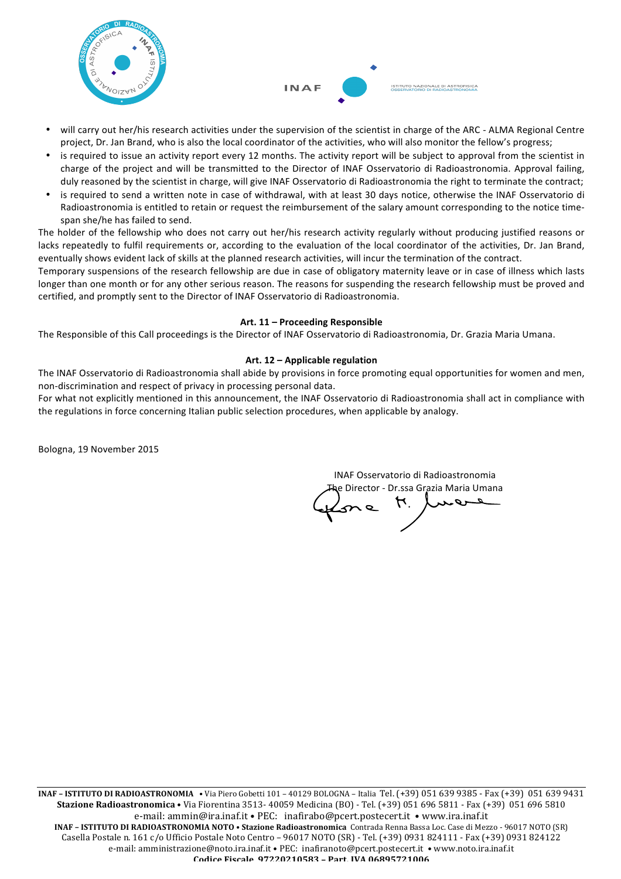- will carry out her/his research activities under the supervision of the scientist in charge of the ARC - ALMA Regional Centre project, Dr. Jan Brand, who is also the local coordinator of the activities, who will also monitor the fellow's progress;
- is required to issue an activity report every 12 months. The activity report will be subject to approval from the scientist in charge of the project and will be transmitted to the Director of INAF Osservatorio di Radioastronomia. Approval failing, duly reasoned by the scientist in charge, will give INAF Osservatorio di Radioastronomia the right to terminate the contract;
- is required to send a written note in case of withdrawal, with at least 30 days notice, otherwise the INAF Osservatorio di Radioastronomia is entitled to retain or request the reimbursement of the salary amount corresponding to the notice time-span she/he has failed to send.

The holder of the fellowship who does not carry out her/his research activity regularly without producing justified reasons or lacks repeatedly to fulfil requirements or, according to the evaluation of the local coordinator of the activities, Dr. Jan Brand, eventually shows evident lack of skills at the planned research activities, will incur the termination of the contract.

Temporary suspensions of the research fellowship are due in case of obligatory maternity leave or in case of illness which lasts longer than one month or for any other serious reason. The reasons for suspending the research fellowship must be proved and certified, and promptly sent to the Director of INAF Osservatorio di Radioastronomia.

**Art. 11 – Proceeding Responsible**

The Responsible of this Call proceedings is the Director of INAF Osservatorio di Radioastronomia, Dr. Grazia Maria Umana.

**Art. 12 – Applicable regulation**

The INAF Osservatorio di Radioastronomia shall abide by provisions in force promoting equal opportunities for women and men, non-discrimination and respect of privacy in processing personal data.

For what not explicitly mentioned in this announcement, the INAF Osservatorio di Radioastronomia shall act in compliance with the regulations in force concerning Italian public selection procedures, when applicable by analogy.

Bologna, 19 November 2015

INAF Osservatorio di Radioastronomia
The Director - Dr.ssa Grazia Maria Umana